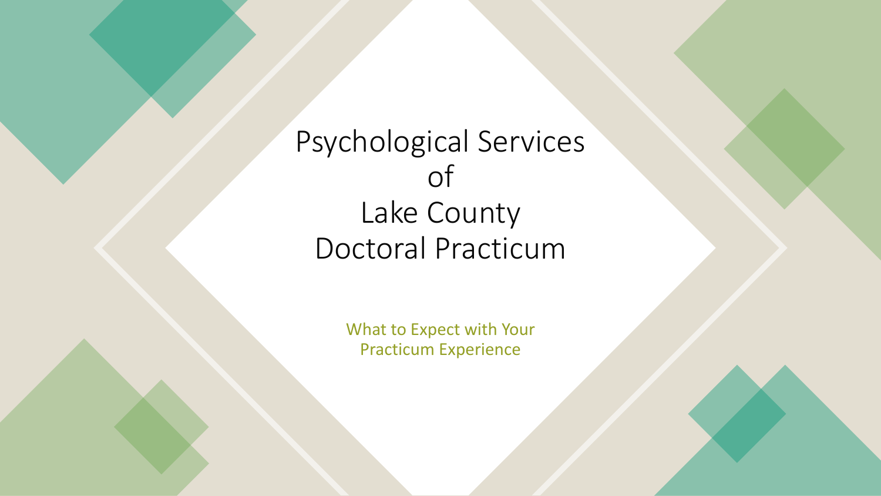# Psychological Services of Lake County Doctoral Practicum

What to Expect with Your Practicum Experience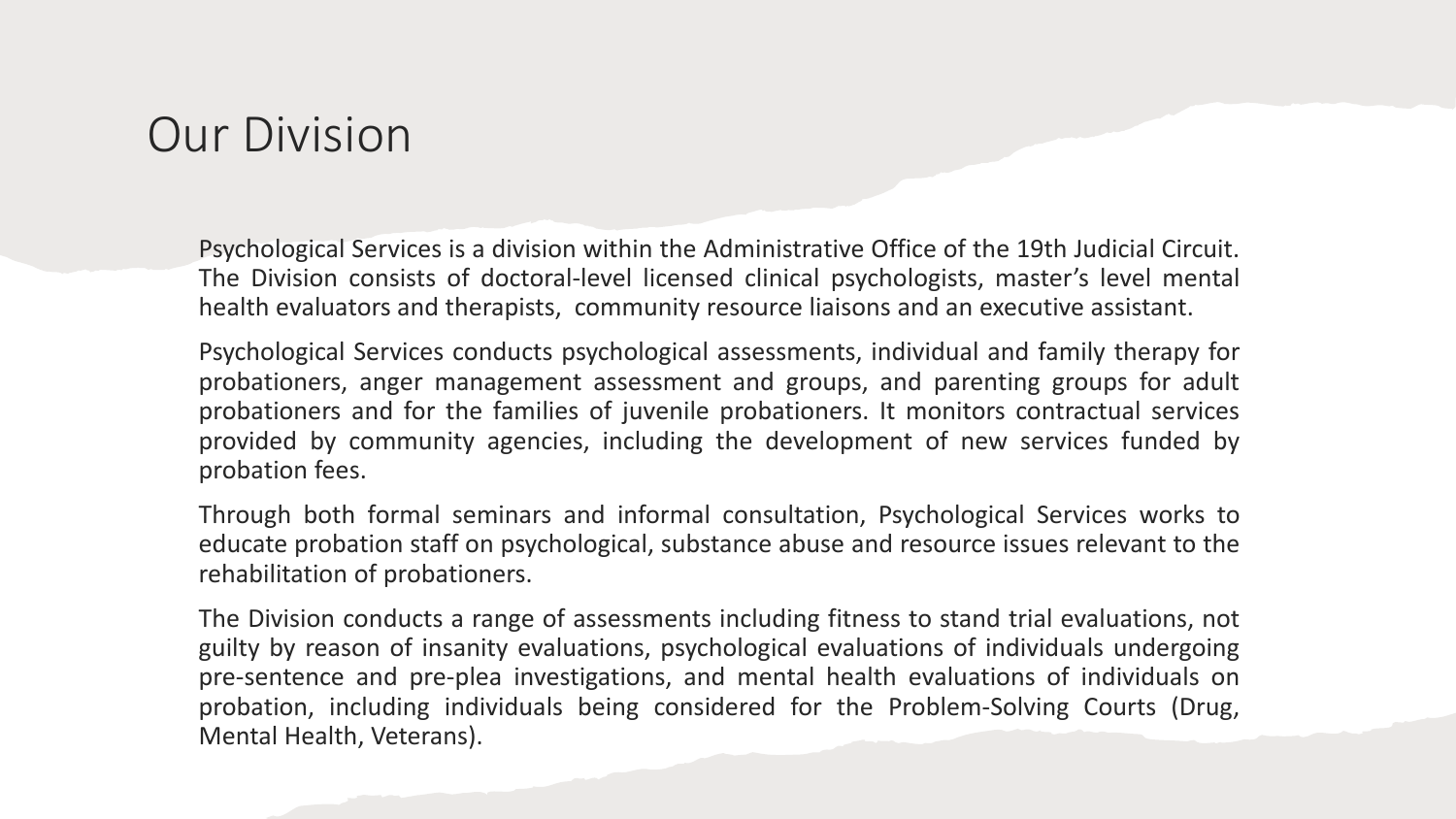# Our Division

Psychological Services is a division within the Administrative Office of the 19th Judicial Circuit. The Division consists of doctoral-level licensed clinical psychologists, master's level mental health evaluators and therapists, community resource liaisons and an executive assistant.

Psychological Services conducts psychological assessments, individual and family therapy for probationers, anger management assessment and groups, and parenting groups for adult probationers and for the families of juvenile probationers. It monitors contractual services provided by community agencies, including the development of new services funded by probation fees.

Through both formal seminars and informal consultation, Psychological Services works to educate probation staff on psychological, substance abuse and resource issues relevant to the rehabilitation of probationers.

The Division conducts a range of assessments including fitness to stand trial evaluations, not guilty by reason of insanity evaluations, psychological evaluations of individuals undergoing pre-sentence and pre-plea investigations, and mental health evaluations of individuals on probation, including individuals being considered for the Problem-Solving Courts (Drug, Mental Health, Veterans).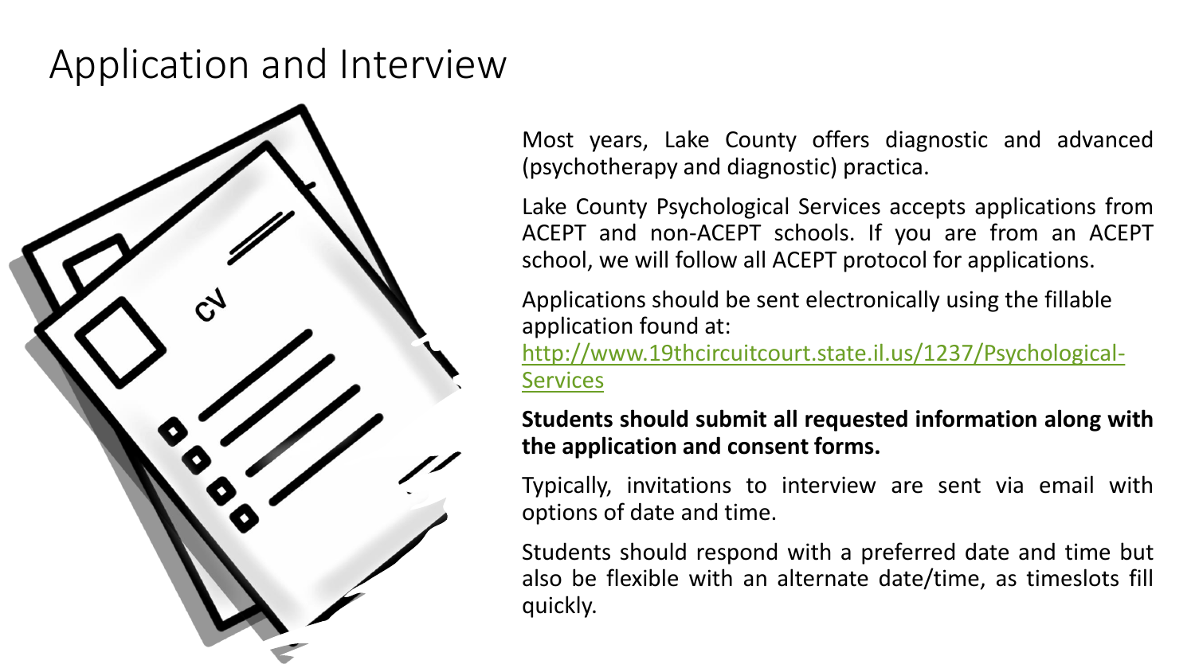# Application and Interview

Most years, Lake County offers diagnostic and advanced (psychotherapy and diagnostic) practica.

Lake County Psychological Services accepts applications from ACEPT and non-ACEPT schools. If you are from an ACEPT school, we will follow all ACEPT protocol for applications.

Applications should be sent electronically using the fillable application found at: [http://www.19thcircuitcourt.state.il.us/1237/Psychological-Services](http://www.19thcircuitcourt.state.il.us/1237/Psychological-Services)

**Students should submit all requested information along with the application and consent forms.**

Typically, invitations to interview are sent via email with options of date and time.

Students should respond with a preferred date and time but also be flexible with an alternate date/time, as timeslots fill quickly.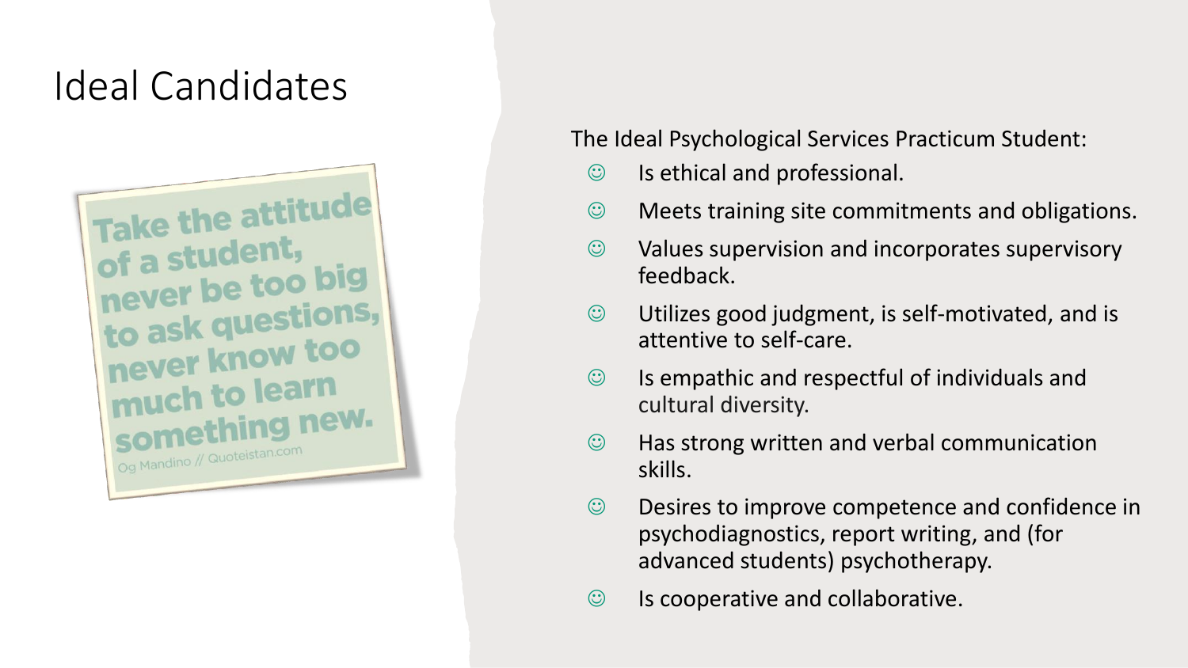# Ideal Candidates

Take the attitude of a student, never be too big to ask questions, never know too much to learn something new.

Og Mandino // Quoteistan.com

The Ideal Psychological Services Practicum Student:

- ☺ Is ethical and professional.
- ☺ Meets training site commitments and obligations.
- ☺ Values supervision and incorporates supervisory feedback.
- ☺ Utilizes good judgment, is self-motivated, and is attentive to self-care.
- ☺ Is empathic and respectful of individuals and cultural diversity.
- ☺ Has strong written and verbal communication skills.
- ☺ Desires to improve competence and confidence in psychodiagnostics, report writing, and (for advanced students) psychotherapy.
- ☺ Is cooperative and collaborative.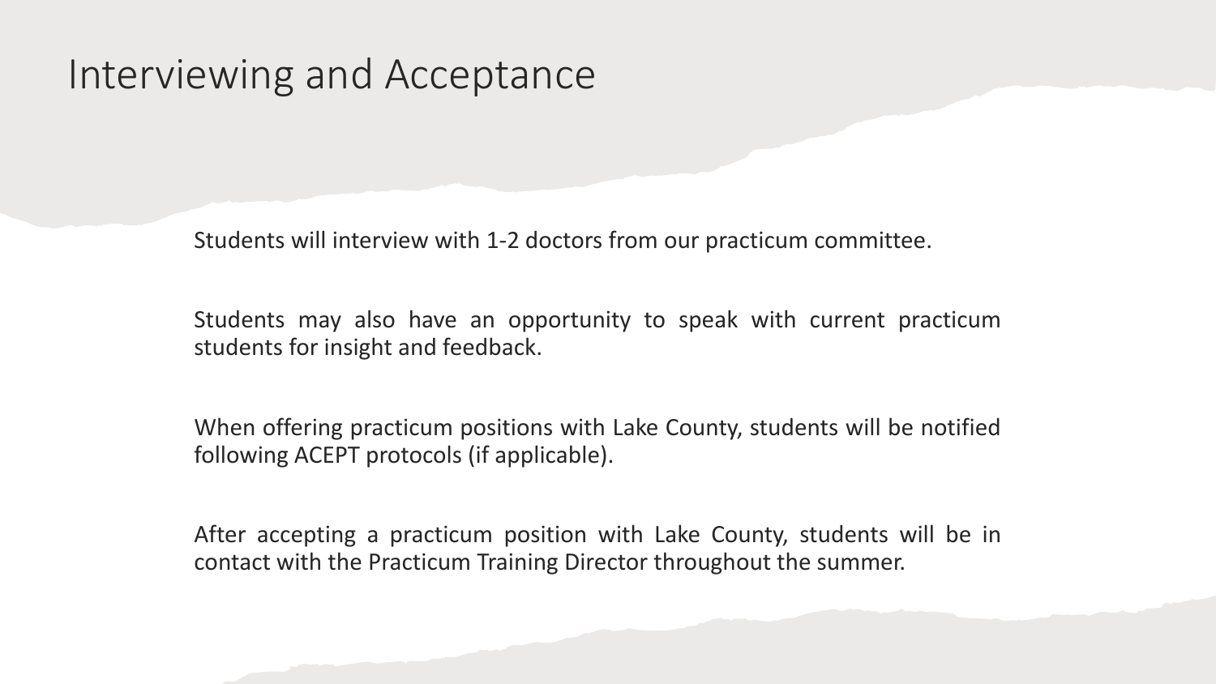# Interviewing and Acceptance

Students will interview with 1-2 doctors from our practicum committee.

Students may also have an opportunity to speak with current practicum students for insight and feedback.

When offering practicum positions with Lake County, students will be notified following ACEPT protocols (if applicable).

After accepting a practicum position with Lake County, students will be in contact with the Practicum Training Director throughout the summer.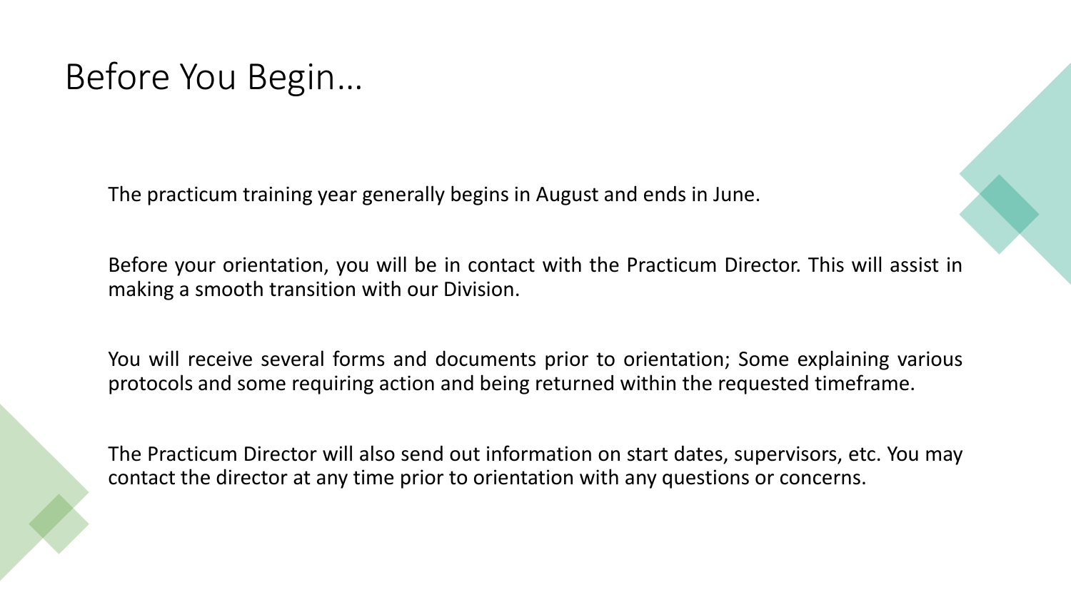# Before You Begin…

The practicum training year generally begins in August and ends in June.

Before your orientation, you will be in contact with the Practicum Director. This will assist in making a smooth transition with our Division.

You will receive several forms and documents prior to orientation; Some explaining various protocols and some requiring action and being returned within the requested timeframe.

The Practicum Director will also send out information on start dates, supervisors, etc. You may contact the director at any time prior to orientation with any questions or concerns.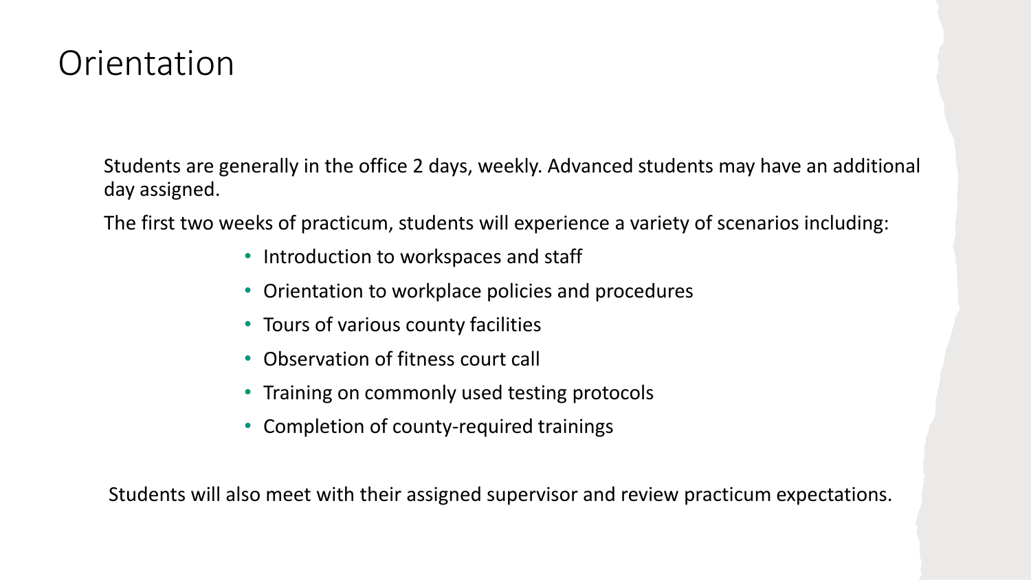# Orientation

Students are generally in the office 2 days, weekly. Advanced students may have an additional day assigned.

The first two weeks of practicum, students will experience a variety of scenarios including:

- Introduction to workspaces and staff
- Orientation to workplace policies and procedures
- Tours of various county facilities
- Observation of fitness court call
- Training on commonly used testing protocols
- Completion of county-required trainings

Students will also meet with their assigned supervisor and review practicum expectations.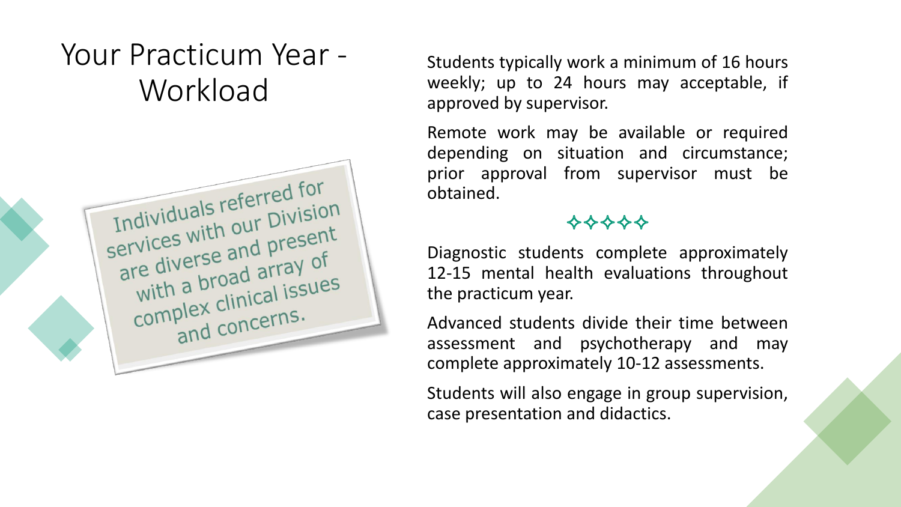# Your Practicum Year - Workload

Individuals referred for services with our Division are diverse and present with a broad array of complex clinical issues and concerns.

Students typically work a minimum of 16 hours weekly; up to 24 hours may acceptable, if approved by supervisor.

Remote work may be available or required depending on situation and circumstance; prior approval from supervisor must be obtained.

✧✧✧✧✧

Diagnostic students complete approximately 12-15 mental health evaluations throughout the practicum year.

Advanced students divide their time between assessment and psychotherapy and may complete approximately 10-12 assessments.

Students will also engage in group supervision, case presentation and didactics.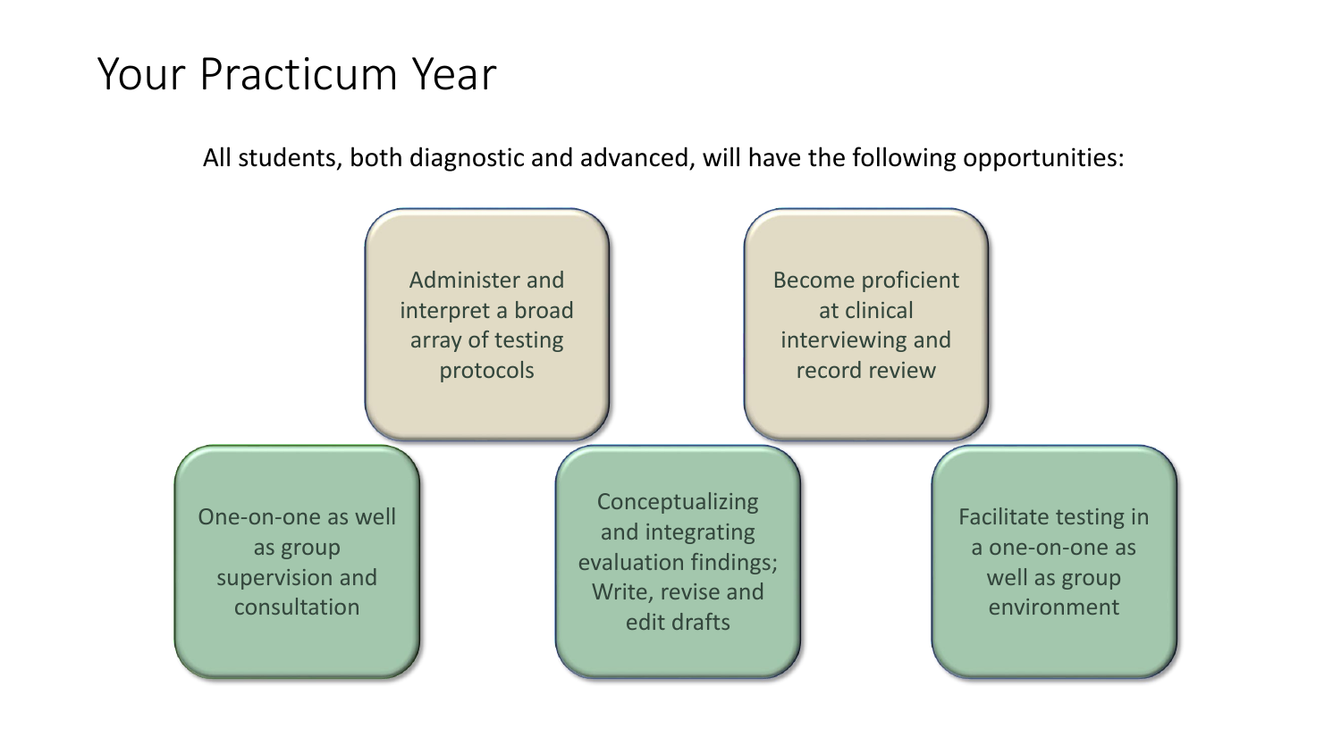# Your Practicum Year

All students, both diagnostic and advanced, will have the following opportunities:

- Administer and interpret a broad array of testing protocols
- Become proficient at clinical interviewing and record review
- One-on-one as well as group supervision and consultation
- Conceptualizing and integrating evaluation findings; Write, revise and edit drafts
- Facilitate testing in a one-on-one as well as group environment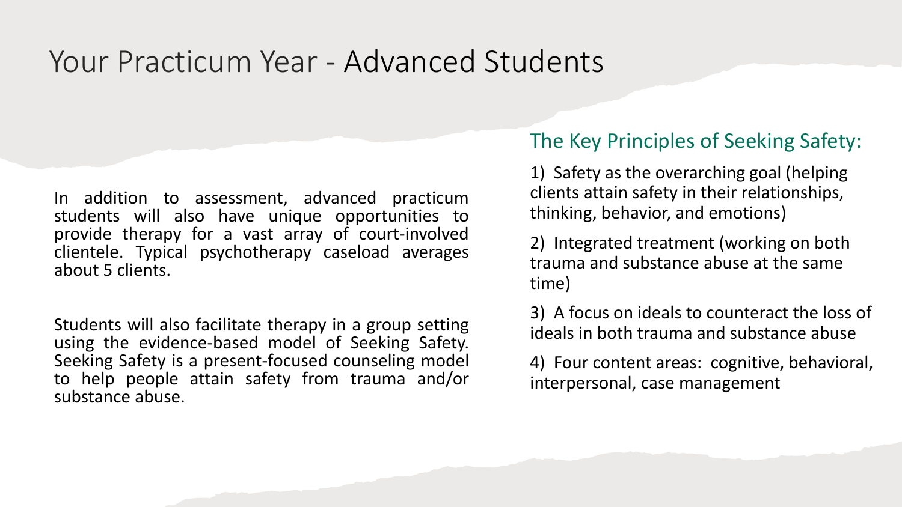# Your Practicum Year - Advanced Students

In addition to assessment, advanced practicum students will also have unique opportunities to provide therapy for a vast array of court-involved clientele. Typical psychotherapy caseload averages about 5 clients.

Students will also facilitate therapy in a group setting using the evidence-based model of Seeking Safety. Seeking Safety is a present-focused counseling model to help people attain safety from trauma and/or substance abuse.

## The Key Principles of Seeking Safety:

1) Safety as the overarching goal (helping clients attain safety in their relationships, thinking, behavior, and emotions)

2) Integrated treatment (working on both trauma and substance abuse at the same time)

3) A focus on ideals to counteract the loss of ideals in both trauma and substance abuse

4) Four content areas: cognitive, behavioral, interpersonal, case management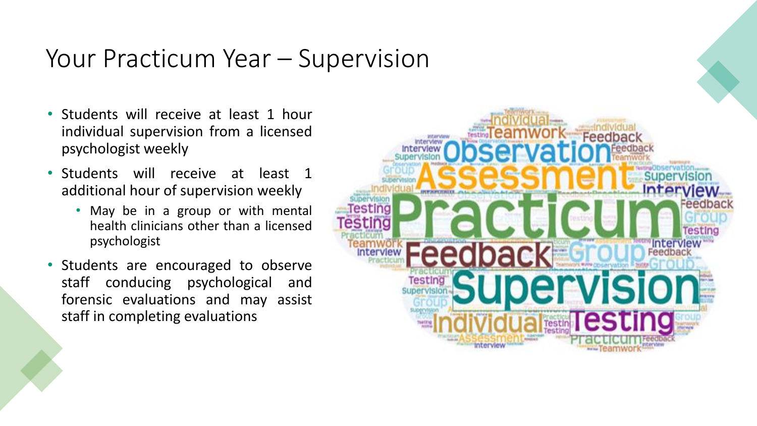# Your Practicum Year – Supervision

- Students will receive at least 1 hour individual supervision from a licensed psychologist weekly
- Students will receive at least 1 additional hour of supervision weekly
  - May be in a group or with mental health clinicians other than a licensed psychologist
- Students are encouraged to observe staff conducing psychological and forensic evaluations and may assist staff in completing evaluations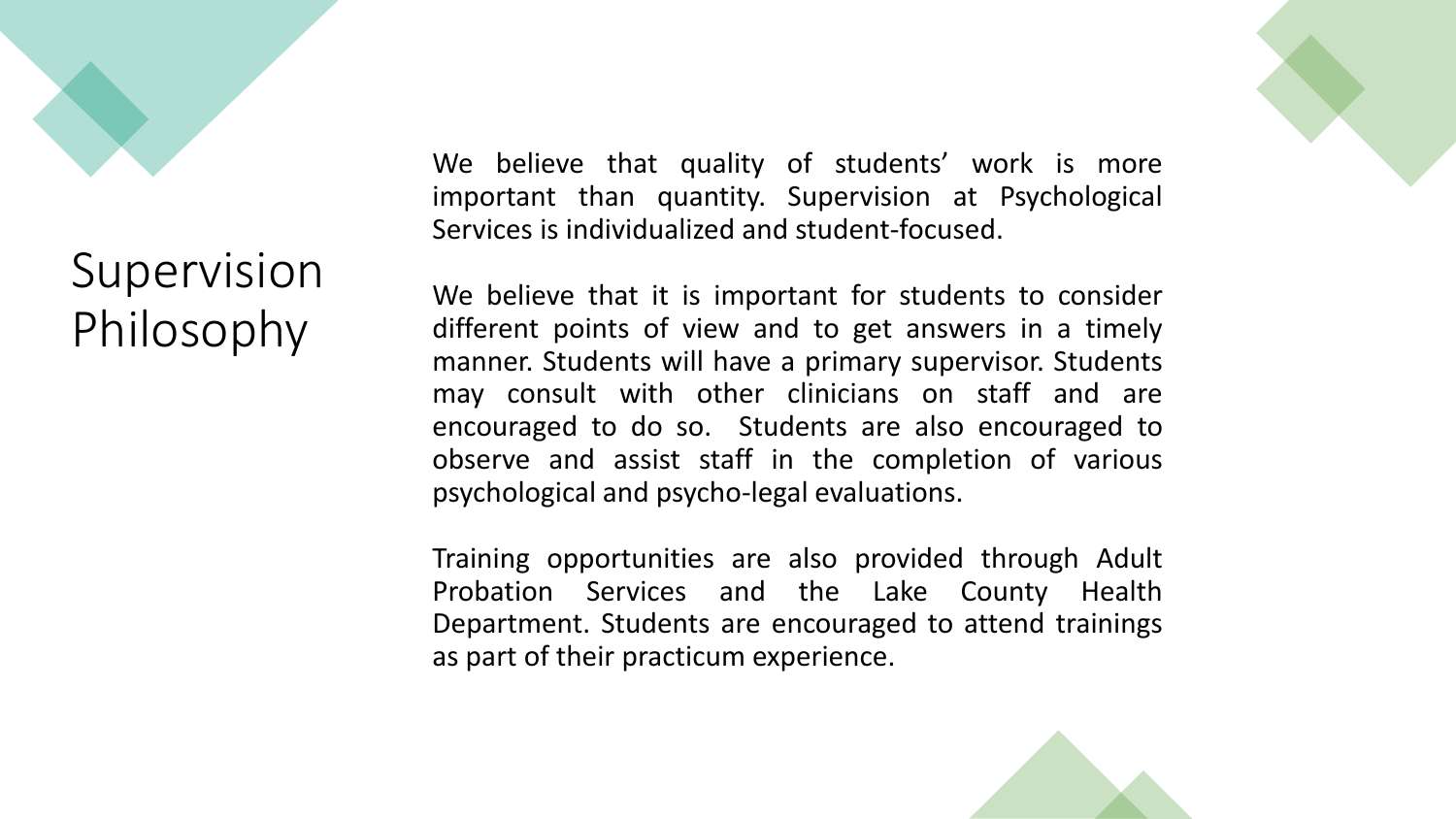# Supervision Philosophy

We believe that quality of students' work is more important than quantity. Supervision at Psychological Services is individualized and student-focused.

We believe that it is important for students to consider different points of view and to get answers in a timely manner. Students will have a primary supervisor. Students may consult with other clinicians on staff and are encouraged to do so. Students are also encouraged to observe and assist staff in the completion of various psychological and psycho-legal evaluations.

Training opportunities are also provided through Adult Probation Services and the Lake County Health Department. Students are encouraged to attend trainings as part of their practicum experience.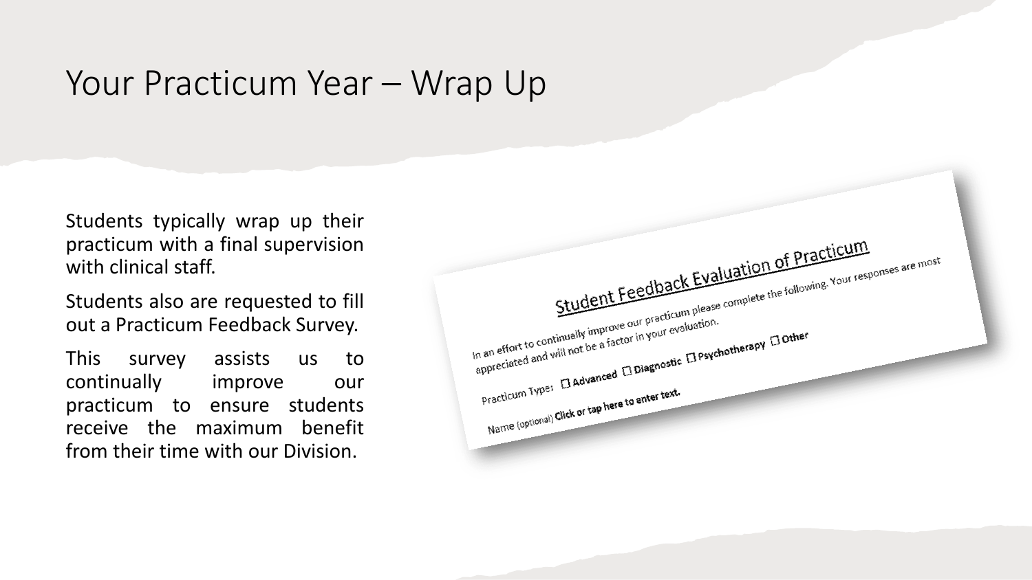# Your Practicum Year – Wrap Up

Students typically wrap up their practicum with a final supervision with clinical staff.

Students also are requested to fill out a Practicum Feedback Survey.

This survey assists us to continually improve our practicum to ensure students receive the maximum benefit from their time with our Division.

Student Feedback Evaluation of Practicum

In an effort to continually improve our practicum please complete the following. Your responses are most appreciated and will not be a factor in your evaluation.

Practicum Type: ☐ Advanced ☐ Diagnostic ☐ Psychotherapy ☐ Other

Name (optional) Click or tap here to enter text.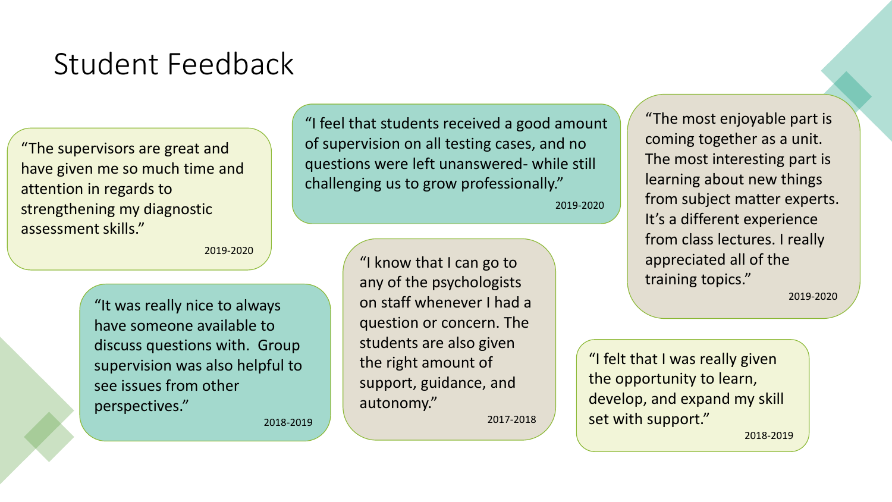# Student Feedback

"The supervisors are great and have given me so much time and attention in regards to strengthening my diagnostic assessment skills."

2019-2020

"I feel that students received a good amount of supervision on all testing cases, and no questions were left unanswered- while still challenging us to grow professionally."

2019-2020

"The most enjoyable part is coming together as a unit. The most interesting part is learning about new things from subject matter experts. It's a different experience from class lectures. I really appreciated all of the training topics."

2019-2020

"It was really nice to always have someone available to discuss questions with. Group supervision was also helpful to see issues from other perspectives."

2018-2019

"I know that I can go to any of the psychologists on staff whenever I had a question or concern. The students are also given the right amount of support, guidance, and autonomy."

2017-2018

"I felt that I was really given the opportunity to learn, develop, and expand my skill set with support."

2018-2019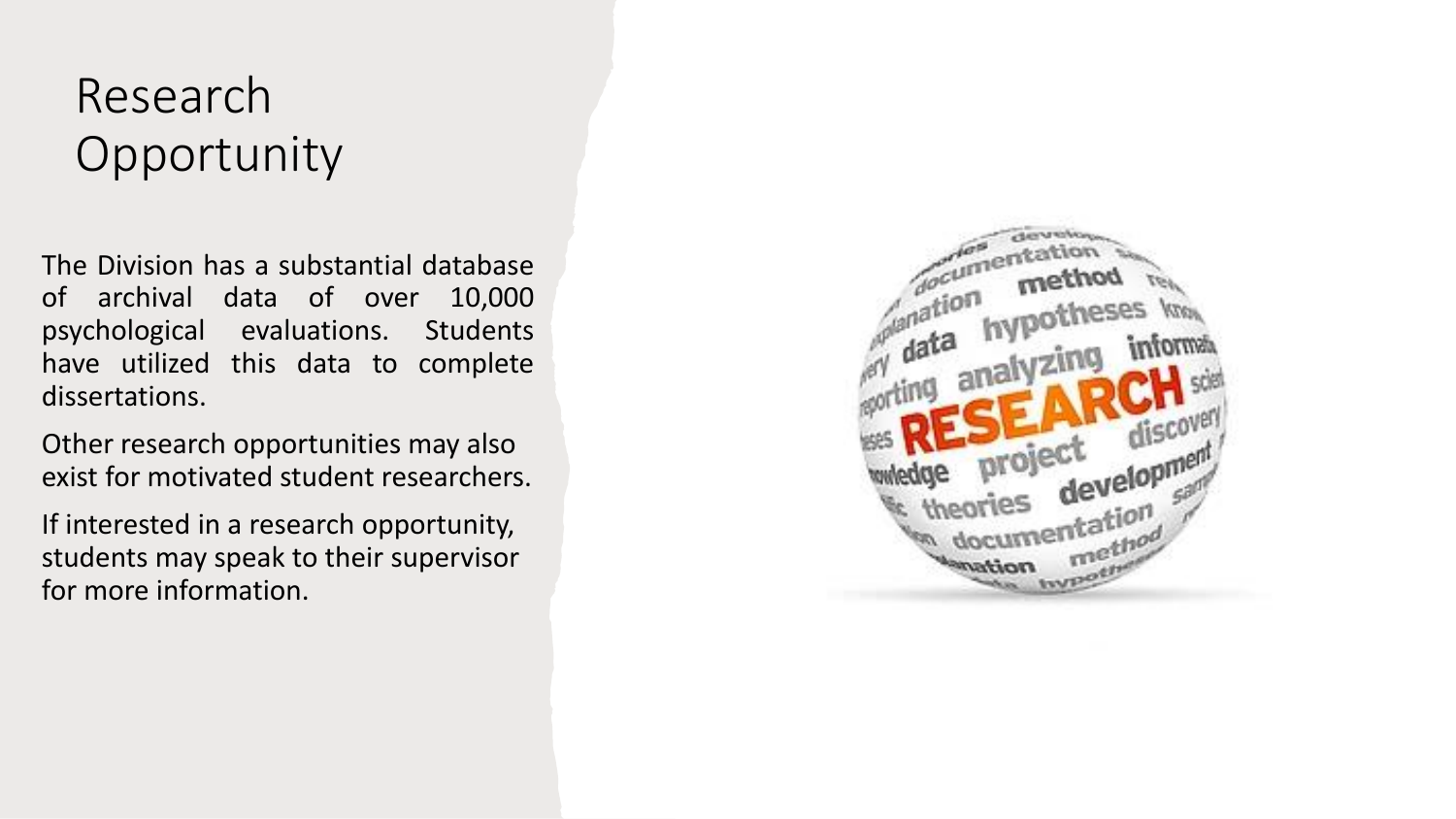# Research Opportunity

The Division has a substantial database of archival data of over 10,000 psychological evaluations. Students have utilized this data to complete dissertations.

Other research opportunities may also exist for motivated student researchers.

If interested in a research opportunity, students may speak to their supervisor for more information.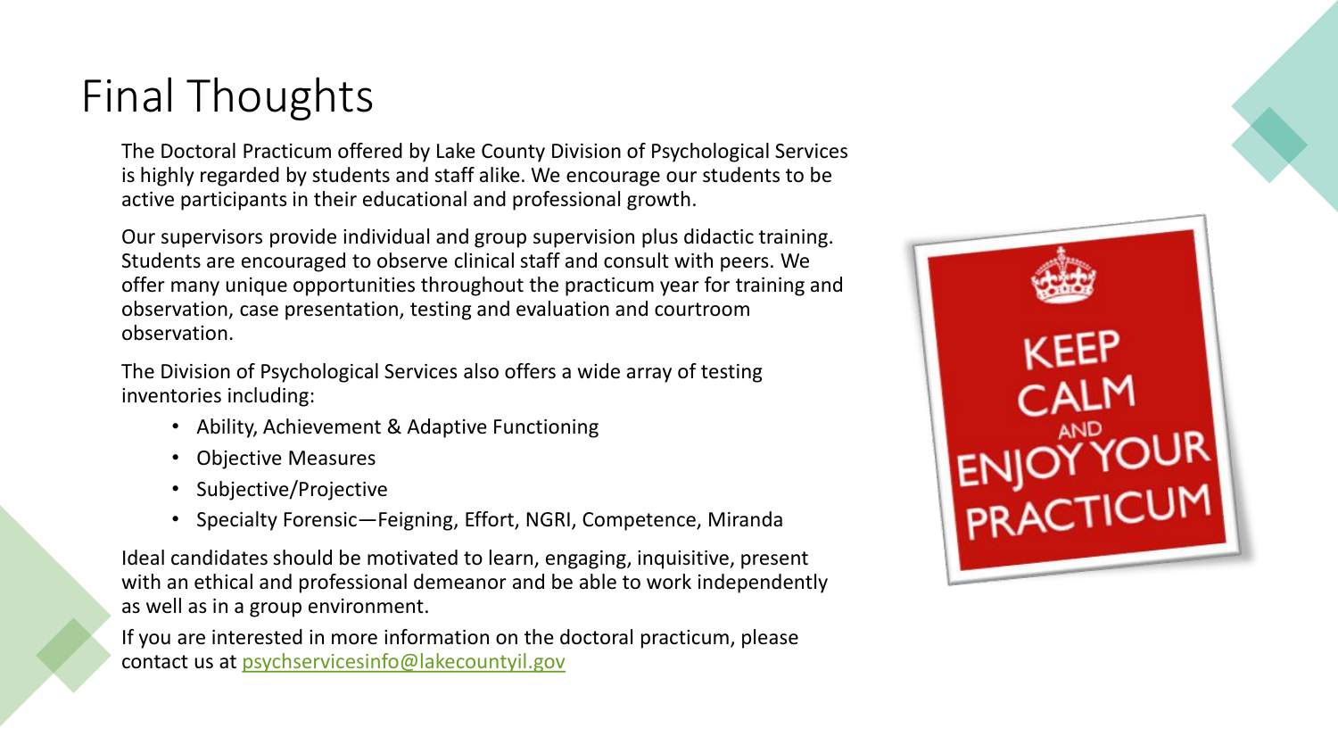# Final Thoughts

The Doctoral Practicum offered by Lake County Division of Psychological Services is highly regarded by students and staff alike. We encourage our students to be active participants in their educational and professional growth.

Our supervisors provide individual and group supervision plus didactic training. Students are encouraged to observe clinical staff and consult with peers. We offer many unique opportunities throughout the practicum year for training and observation, case presentation, testing and evaluation and courtroom observation.

The Division of Psychological Services also offers a wide array of testing inventories including:

- Ability, Achievement & Adaptive Functioning
- Objective Measures
- Subjective/Projective
- Specialty Forensic—Feigning, Effort, NGRI, Competence, Miranda

Ideal candidates should be motivated to learn, engaging, inquisitive, present with an ethical and professional demeanor and be able to work independently as well as in a group environment.

If you are interested in more information on the doctoral practicum, please contact us at psychservicesinfo@lakecountyil.gov

KEEP CALM AND ENJOY YOUR PRACTICUM